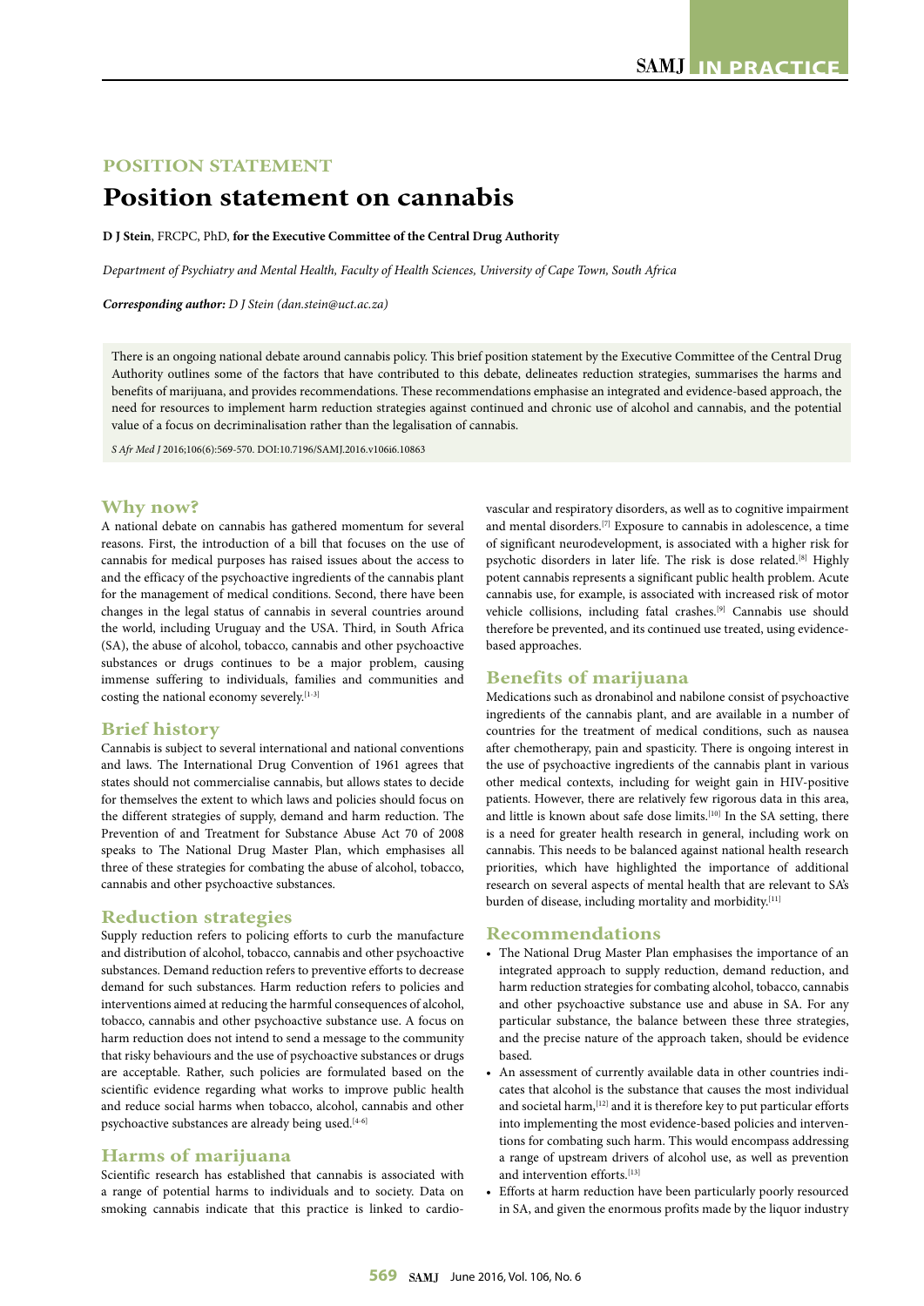**POSITION STATEMENT**

# Position statement on cannabis

**D J Stein**, FRCPC, PhD, **for the Executive Committee of the Central Drug Authority**

*Department of Psychiatry and Mental Health, Faculty of Health Sciences, University of Cape Town, South Africa*

***Corresponding author:** D J Stein (dan.stein@uct.ac.za)*

There is an ongoing national debate around cannabis policy. This brief position statement by the Executive Committee of the Central Drug Authority outlines some of the factors that have contributed to this debate, delineates reduction strategies, summarises the harms and benefits of marijuana, and provides recommendations. These recommendations emphasise an integrated and evidence-based approach, the need for resources to implement harm reduction strategies against continued and chronic use of alcohol and cannabis, and the potential value of a focus on decriminalisation rather than the legalisation of cannabis.

*S Afr Med J* 2016;106(6):569-570. DOI:10.7196/SAMJ.2016.v106i6.10863

## Why now?

A national debate on cannabis has gathered momentum for several reasons. First, the introduction of a bill that focuses on the use of cannabis for medical purposes has raised issues about the access to and the efficacy of the psychoactive ingredients of the cannabis plant for the management of medical conditions. Second, there have been changes in the legal status of cannabis in several countries around the world, including Uruguay and the USA. Third, in South Africa (SA), the abuse of alcohol, tobacco, cannabis and other psychoactive substances or drugs continues to be a major problem, causing immense suffering to individuals, families and communities and costing the national economy severely.[1-3]

## Brief history

Cannabis is subject to several international and national conventions and laws. The International Drug Convention of 1961 agrees that states should not commercialise cannabis, but allows states to decide for themselves the extent to which laws and policies should focus on the different strategies of supply, demand and harm reduction. The Prevention of and Treatment for Substance Abuse Act 70 of 2008 speaks to The National Drug Master Plan, which emphasises all three of these strategies for combating the abuse of alcohol, tobacco, cannabis and other psychoactive substances.

## Reduction strategies

Supply reduction refers to policing efforts to curb the manufacture and distribution of alcohol, tobacco, cannabis and other psychoactive substances. Demand reduction refers to preventive efforts to decrease demand for such substances. Harm reduction refers to policies and interventions aimed at reducing the harmful consequences of alcohol, tobacco, cannabis and other psychoactive substance use. A focus on harm reduction does not intend to send a message to the community that risky behaviours and the use of psychoactive substances or drugs are acceptable. Rather, such policies are formulated based on the scientific evidence regarding what works to improve public health and reduce social harms when tobacco, alcohol, cannabis and other psychoactive substances are already being used.[4-6]

## Harms of marijuana

Scientific research has established that cannabis is associated with a range of potential harms to individuals and to society. Data on smoking cannabis indicate that this practice is linked to cardiovascular and respiratory disorders, as well as to cognitive impairment and mental disorders.[7] Exposure to cannabis in adolescence, a time of significant neurodevelopment, is associated with a higher risk for psychotic disorders in later life. The risk is dose related.[8] Highly potent cannabis represents a significant public health problem. Acute cannabis use, for example, is associated with increased risk of motor vehicle collisions, including fatal crashes.[9] Cannabis use should therefore be prevented, and its continued use treated, using evidence-based approaches.

## Benefits of marijuana

Medications such as dronabinol and nabilone consist of psychoactive ingredients of the cannabis plant, and are available in a number of countries for the treatment of medical conditions, such as nausea after chemotherapy, pain and spasticity. There is ongoing interest in the use of psychoactive ingredients of the cannabis plant in various other medical contexts, including for weight gain in HIV-positive patients. However, there are relatively few rigorous data in this area, and little is known about safe dose limits.[10] In the SA setting, there is a need for greater health research in general, including work on cannabis. This needs to be balanced against national health research priorities, which have highlighted the importance of additional research on several aspects of mental health that are relevant to SA's burden of disease, including mortality and morbidity.[11]

## Recommendations

- The National Drug Master Plan emphasises the importance of an integrated approach to supply reduction, demand reduction, and harm reduction strategies for combating alcohol, tobacco, cannabis and other psychoactive substance use and abuse in SA. For any particular substance, the balance between these three strategies, and the precise nature of the approach taken, should be evidence based.
- An assessment of currently available data in other countries indicates that alcohol is the substance that causes the most individual and societal harm,[12] and it is therefore key to put particular efforts into implementing the most evidence-based policies and interventions for combating such harm. This would encompass addressing a range of upstream drivers of alcohol use, as well as prevention and intervention efforts.[13]
- Efforts at harm reduction have been particularly poorly resourced in SA, and given the enormous profits made by the liquor industry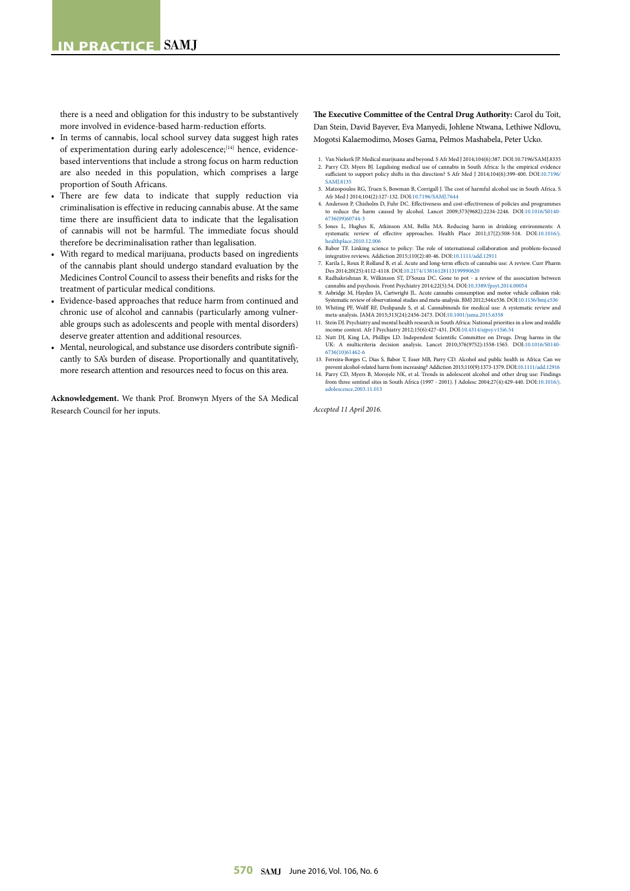there is a need and obligation for this industry to be substantively more involved in evidence-based harm-reduction efforts.

- In terms of cannabis, local school survey data suggest high rates of experimentation during early adolescence;[14] hence, evidence-based interventions that include a strong focus on harm reduction are also needed in this population, which comprises a large proportion of South Africans.
- There are few data to indicate that supply reduction via criminalisation is effective in reducing cannabis abuse. At the same time there are insufficient data to indicate that the legalisation of cannabis will not be harmful. The immediate focus should therefore be decriminalisation rather than legalisation.
- With regard to medical marijuana, products based on ingredients of the cannabis plant should undergo standard evaluation by the Medicines Control Council to assess their benefits and risks for the treatment of particular medical conditions.
- Evidence-based approaches that reduce harm from continued and chronic use of alcohol and cannabis (particularly among vulnerable groups such as adolescents and people with mental disorders) deserve greater attention and additional resources.
- Mental, neurological, and substance use disorders contribute significantly to SA's burden of disease. Proportionally and quantitatively, more research attention and resources need to focus on this area.

**Acknowledgement.** We thank Prof. Bronwyn Myers of the SA Medical Research Council for her inputs.

**The Executive Committee of the Central Drug Authority:** Carol du Toit, Dan Stein, David Bayever, Eva Manyedi, Johlene Ntwana, Lethiwe Ndlovu, Mogotsi Kalaemodimo, Moses Gama, Pelmos Mashabela, Peter Ucko.

1. Van Niekerk JP. Medical marijuana and beyond. S Afr Med J 2014;104(6):387. DOI:10.7196/SAMJ.8335
2. Parry CD, Myers BJ. Legalising medical use of cannabis in South Africa: Is the empirical evidence sufficient to support policy shifts in this direction? S Afr Med J 2014;104(6):399-400. DOI:10.7196/SAMJ.8135
3. Matzopoulos RG, Truen S, Bowman B, Corrigall J. The cost of harmful alcohol use in South Africa. S Afr Med J 2014;104(2):127-132. DOI:10.7196/SAMJ.7644
4. Anderson P, Chisholm D, Fuhr DC. Effectiveness and cost-effectiveness of policies and programmes to reduce the harm caused by alcohol. Lancet 2009;373(9682):2234-2246. DOI:10.1016/S0140-6736(09)60744-3
5. Jones L, Hughes K, Atkinson AM, Bellis MA. Reducing harm in drinking environments: A systematic review of effective approaches. Health Place 2011;17(2):508-518. DOI:10.1016/j.healthplace.2010.12.006
6. Babor TF. Linking science to policy: The role of international collaboration and problem-focused integrative reviews. Addiction 2015;110(2):40-46. DOI:10.1111/add.12911
7. Karila L, Roux P, Rolland B, et al. Acute and long-term effects of cannabis use: A review. Curr Pharm Des 2014;20(25):4112-4118. DOI:10.2174/13816128113199990620
8. Radhakrishnan R, Wilkinson ST, D'Souza DC. Gone to pot - a review of the association between cannabis and psychosis. Front Psychiatry 2014;22(5):54. DOI:10.3389/fpsyt.2014.00054
9. Asbridge M, Hayden JA, Cartwright JL. Acute cannabis consumption and motor vehicle collision risk: Systematic review of observational studies and meta-analysis. BMJ 2012;344:e536. DOI:10.1136/bmj.e536
10. Whiting PF, Wolff RF, Deshpande S, et al. Cannabinoids for medical use: A systematic review and meta-analysis. JAMA 2015;313(24):2456-2473. DOI:10.1001/jama.2015.6358
11. Stein DJ. Psychiatry and mental health research in South Africa: National priorities in a low and middle income context. Afr J Psychiatry 2012;15(6):427-431. DOI:10.4314/ajpsy.v15i6.54
12. Nutt DJ, King LA, Phillips LD. Independent Scientific Committee on Drugs. Drug harms in the UK: A multicriteria decision analysis. Lancet 2010;376(9752):1558-1565. DOI:10.1016/S0140-6736(10)61462-6
13. Ferreira-Borges C, Dias S, Babor T, Esser MB, Parry CD. Alcohol and public health in Africa: Can we prevent alcohol-related harm from increasing? Addiction 2015;110(9):1373-1379. DOI:10.1111/add.12916
14. Parry CD, Myers B, Morojele NK, et al. Trends in adolescent alcohol and other drug use: Findings from three sentinel sites in South Africa (1997 - 2001). J Adolesc 2004;27(4):429-440. DOI:10.1016/j.adolescence.2003.11.013

*Accepted 11 April 2016.*